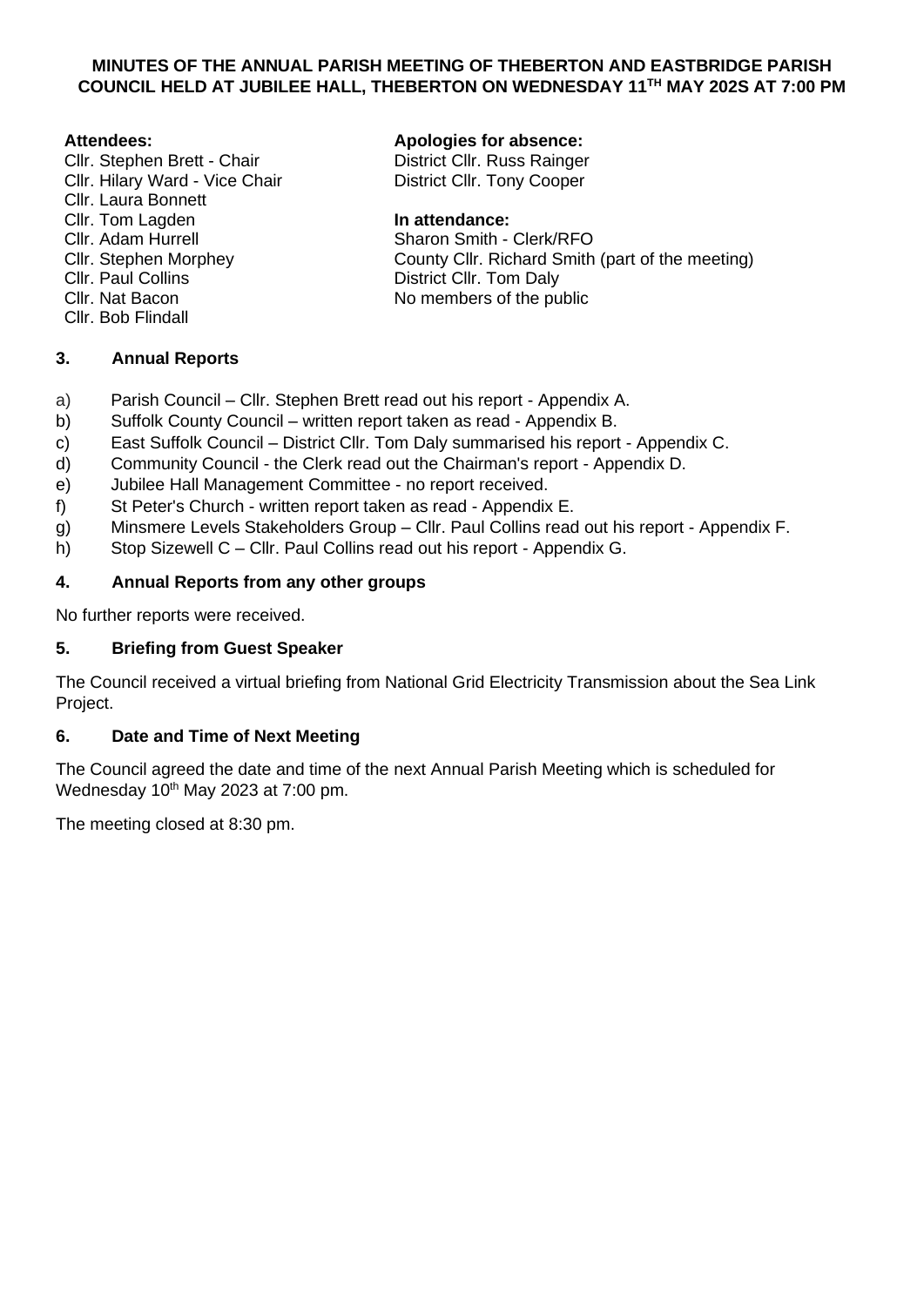**MINUTES OF THE ANNUAL PARISH MEETING OF THEBERTON AND EASTBRIDGE PARISH COUNCIL HELD AT JUBILEE HALL, THEBERTON ON WEDNESDAY 11TH MAY 202S AT 7:00 PM**

**Attendees:**
Cllr. Stephen Brett - Chair
Cllr. Hilary Ward - Vice Chair
Cllr. Laura Bonnett
Cllr. Tom Lagden
Cllr. Adam Hurrell
Cllr. Stephen Morphey
Cllr. Paul Collins
Cllr. Nat Bacon
Cllr. Bob Flindall

**Apologies for absence:**
District Cllr. Russ Rainger
District Cllr. Tony Cooper

**In attendance:**
Sharon Smith - Clerk/RFO
County Cllr. Richard Smith (part of the meeting)
District Cllr. Tom Daly
No members of the public

## 3. Annual Reports

a) Parish Council – Cllr. Stephen Brett read out his report - Appendix A.
b) Suffolk County Council – written report taken as read - Appendix B.
c) East Suffolk Council – District Cllr. Tom Daly summarised his report - Appendix C.
d) Community Council - the Clerk read out the Chairman's report - Appendix D.
e) Jubilee Hall Management Committee - no report received.
f) St Peter's Church - written report taken as read - Appendix E.
g) Minsmere Levels Stakeholders Group – Cllr. Paul Collins read out his report - Appendix F.
h) Stop Sizewell C – Cllr. Paul Collins read out his report - Appendix G.

## 4. Annual Reports from any other groups

No further reports were received.

## 5. Briefing from Guest Speaker

The Council received a virtual briefing from National Grid Electricity Transmission about the Sea Link Project.

## 6. Date and Time of Next Meeting

The Council agreed the date and time of the next Annual Parish Meeting which is scheduled for Wednesday 10th May 2023 at 7:00 pm.

The meeting closed at 8:30 pm.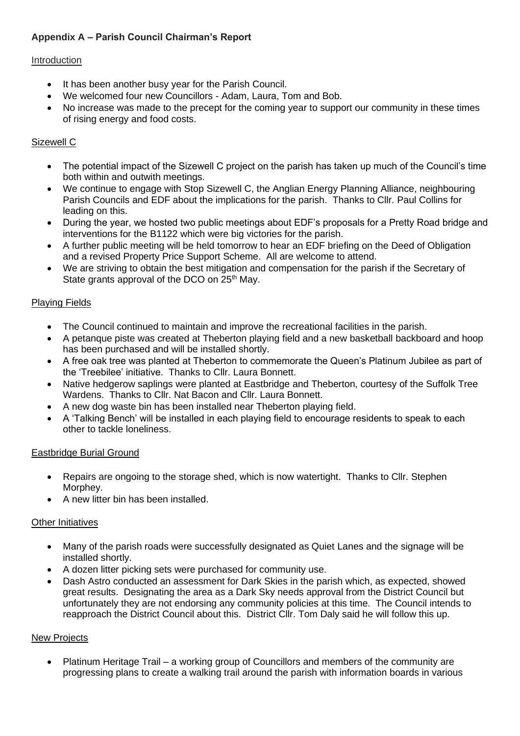**Appendix A – Parish Council Chairman's Report**

Introduction

- It has been another busy year for the Parish Council.
- We welcomed four new Councillors - Adam, Laura, Tom and Bob.
- No increase was made to the precept for the coming year to support our community in these times of rising energy and food costs.

Sizewell C

- The potential impact of the Sizewell C project on the parish has taken up much of the Council's time both within and outwith meetings.
- We continue to engage with Stop Sizewell C, the Anglian Energy Planning Alliance, neighbouring Parish Councils and EDF about the implications for the parish. Thanks to Cllr. Paul Collins for leading on this.
- During the year, we hosted two public meetings about EDF's proposals for a Pretty Road bridge and interventions for the B1122 which were big victories for the parish.
- A further public meeting will be held tomorrow to hear an EDF briefing on the Deed of Obligation and a revised Property Price Support Scheme. All are welcome to attend.
- We are striving to obtain the best mitigation and compensation for the parish if the Secretary of State grants approval of the DCO on 25th May.

Playing Fields

- The Council continued to maintain and improve the recreational facilities in the parish.
- A petanque piste was created at Theberton playing field and a new basketball backboard and hoop has been purchased and will be installed shortly.
- A free oak tree was planted at Theberton to commemorate the Queen's Platinum Jubilee as part of the 'Treebilee' initiative. Thanks to Cllr. Laura Bonnett.
- Native hedgerow saplings were planted at Eastbridge and Theberton, courtesy of the Suffolk Tree Wardens. Thanks to Cllr. Nat Bacon and Cllr. Laura Bonnett.
- A new dog waste bin has been installed near Theberton playing field.
- A 'Talking Bench' will be installed in each playing field to encourage residents to speak to each other to tackle loneliness.

Eastbridge Burial Ground

- Repairs are ongoing to the storage shed, which is now watertight. Thanks to Cllr. Stephen Morphey.
- A new litter bin has been installed.

Other Initiatives

- Many of the parish roads were successfully designated as Quiet Lanes and the signage will be installed shortly.
- A dozen litter picking sets were purchased for community use.
- Dash Astro conducted an assessment for Dark Skies in the parish which, as expected, showed great results. Designating the area as a Dark Sky needs approval from the District Council but unfortunately they are not endorsing any community policies at this time. The Council intends to reapproach the District Council about this. District Cllr. Tom Daly said he will follow this up.

New Projects

- Platinum Heritage Trail – a working group of Councillors and members of the community are progressing plans to create a walking trail around the parish with information boards in various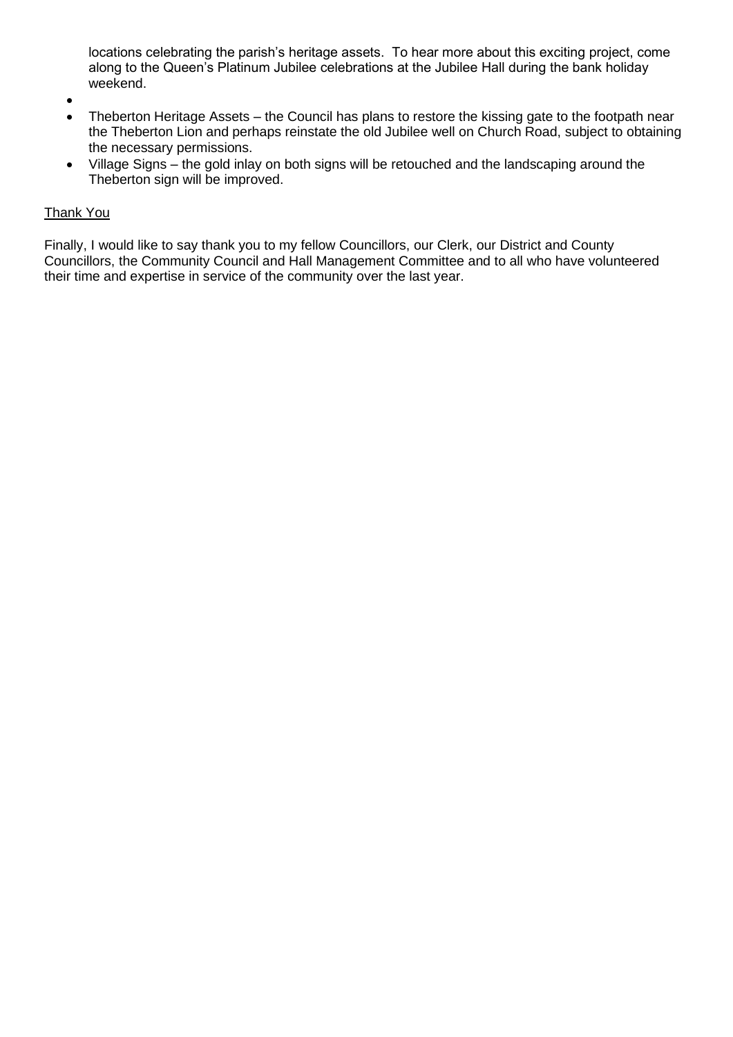locations celebrating the parish's heritage assets. To hear more about this exciting project, come along to the Queen's Platinum Jubilee celebrations at the Jubilee Hall during the bank holiday weekend.

- 
- Theberton Heritage Assets – the Council has plans to restore the kissing gate to the footpath near the Theberton Lion and perhaps reinstate the old Jubilee well on Church Road, subject to obtaining the necessary permissions.
- Village Signs – the gold inlay on both signs will be retouched and the landscaping around the Theberton sign will be improved.

<u>Thank You</u>

Finally, I would like to say thank you to my fellow Councillors, our Clerk, our District and County Councillors, the Community Council and Hall Management Committee and to all who have volunteered their time and expertise in service of the community over the last year.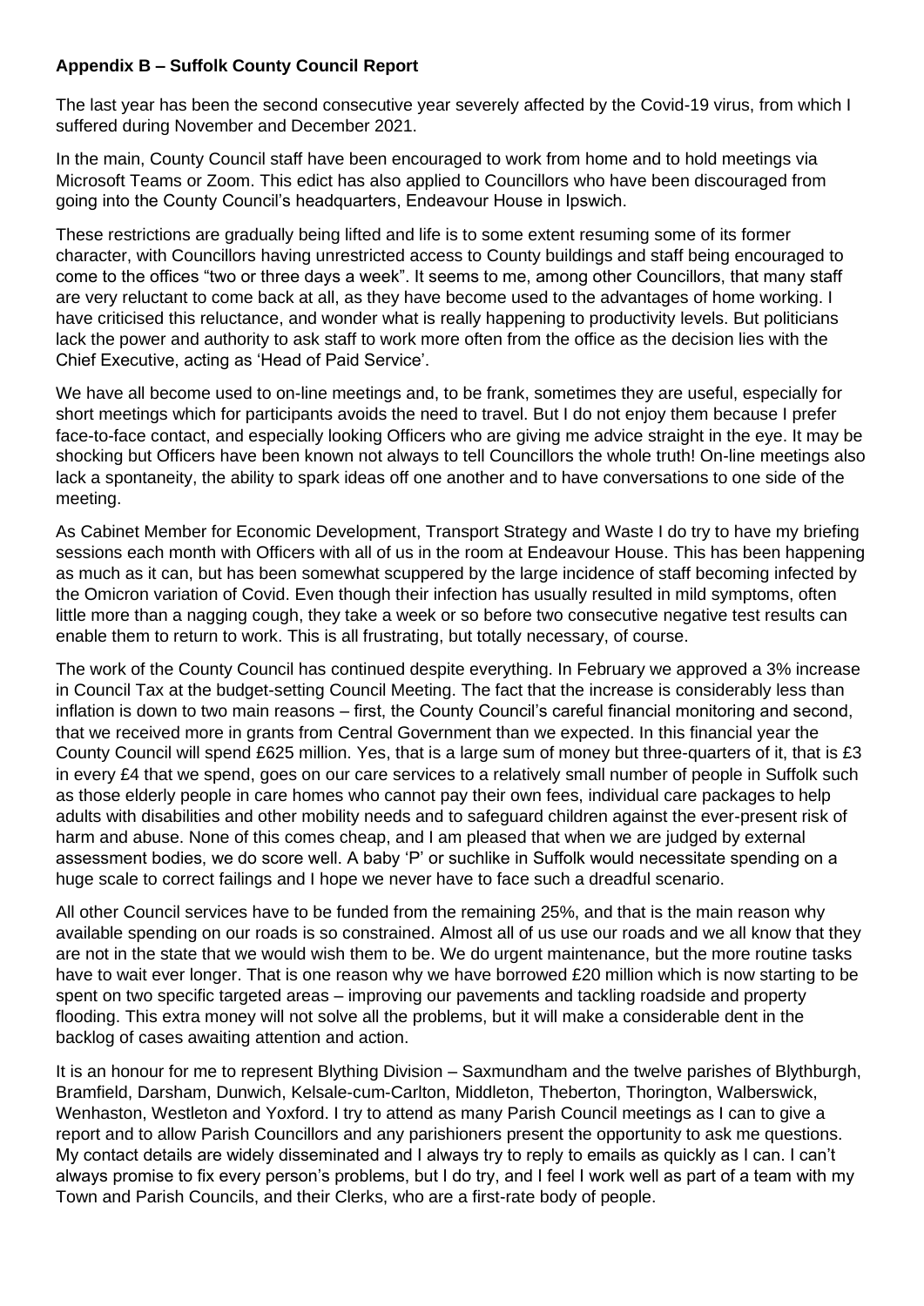**Appendix B – Suffolk County Council Report**

The last year has been the second consecutive year severely affected by the Covid-19 virus, from which I suffered during November and December 2021.

In the main, County Council staff have been encouraged to work from home and to hold meetings via Microsoft Teams or Zoom. This edict has also applied to Councillors who have been discouraged from going into the County Council's headquarters, Endeavour House in Ipswich.

These restrictions are gradually being lifted and life is to some extent resuming some of its former character, with Councillors having unrestricted access to County buildings and staff being encouraged to come to the offices "two or three days a week". It seems to me, among other Councillors, that many staff are very reluctant to come back at all, as they have become used to the advantages of home working. I have criticised this reluctance, and wonder what is really happening to productivity levels. But politicians lack the power and authority to ask staff to work more often from the office as the decision lies with the Chief Executive, acting as 'Head of Paid Service'.

We have all become used to on-line meetings and, to be frank, sometimes they are useful, especially for short meetings which for participants avoids the need to travel. But I do not enjoy them because I prefer face-to-face contact, and especially looking Officers who are giving me advice straight in the eye. It may be shocking but Officers have been known not always to tell Councillors the whole truth! On-line meetings also lack a spontaneity, the ability to spark ideas off one another and to have conversations to one side of the meeting.

As Cabinet Member for Economic Development, Transport Strategy and Waste I do try to have my briefing sessions each month with Officers with all of us in the room at Endeavour House. This has been happening as much as it can, but has been somewhat scuppered by the large incidence of staff becoming infected by the Omicron variation of Covid. Even though their infection has usually resulted in mild symptoms, often little more than a nagging cough, they take a week or so before two consecutive negative test results can enable them to return to work. This is all frustrating, but totally necessary, of course.

The work of the County Council has continued despite everything. In February we approved a 3% increase in Council Tax at the budget-setting Council Meeting. The fact that the increase is considerably less than inflation is down to two main reasons – first, the County Council's careful financial monitoring and second, that we received more in grants from Central Government than we expected. In this financial year the County Council will spend £625 million. Yes, that is a large sum of money but three-quarters of it, that is £3 in every £4 that we spend, goes on our care services to a relatively small number of people in Suffolk such as those elderly people in care homes who cannot pay their own fees, individual care packages to help adults with disabilities and other mobility needs and to safeguard children against the ever-present risk of harm and abuse. None of this comes cheap, and I am pleased that when we are judged by external assessment bodies, we do score well. A baby 'P' or suchlike in Suffolk would necessitate spending on a huge scale to correct failings and I hope we never have to face such a dreadful scenario.

All other Council services have to be funded from the remaining 25%, and that is the main reason why available spending on our roads is so constrained. Almost all of us use our roads and we all know that they are not in the state that we would wish them to be. We do urgent maintenance, but the more routine tasks have to wait ever longer. That is one reason why we have borrowed £20 million which is now starting to be spent on two specific targeted areas – improving our pavements and tackling roadside and property flooding. This extra money will not solve all the problems, but it will make a considerable dent in the backlog of cases awaiting attention and action.

It is an honour for me to represent Blything Division – Saxmundham and the twelve parishes of Blythburgh, Bramfield, Darsham, Dunwich, Kelsale-cum-Carlton, Middleton, Theberton, Thorington, Walberswick, Wenhaston, Westleton and Yoxford. I try to attend as many Parish Council meetings as I can to give a report and to allow Parish Councillors and any parishioners present the opportunity to ask me questions. My contact details are widely disseminated and I always try to reply to emails as quickly as I can. I can't always promise to fix every person's problems, but I do try, and I feel I work well as part of a team with my Town and Parish Councils, and their Clerks, who are a first-rate body of people.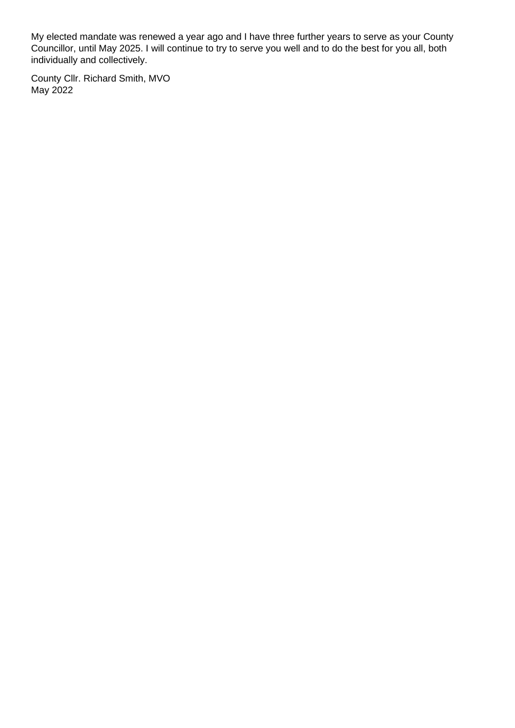My elected mandate was renewed a year ago and I have three further years to serve as your County Councillor, until May 2025. I will continue to try to serve you well and to do the best for you all, both individually and collectively.

County Cllr. Richard Smith, MVO
May 2022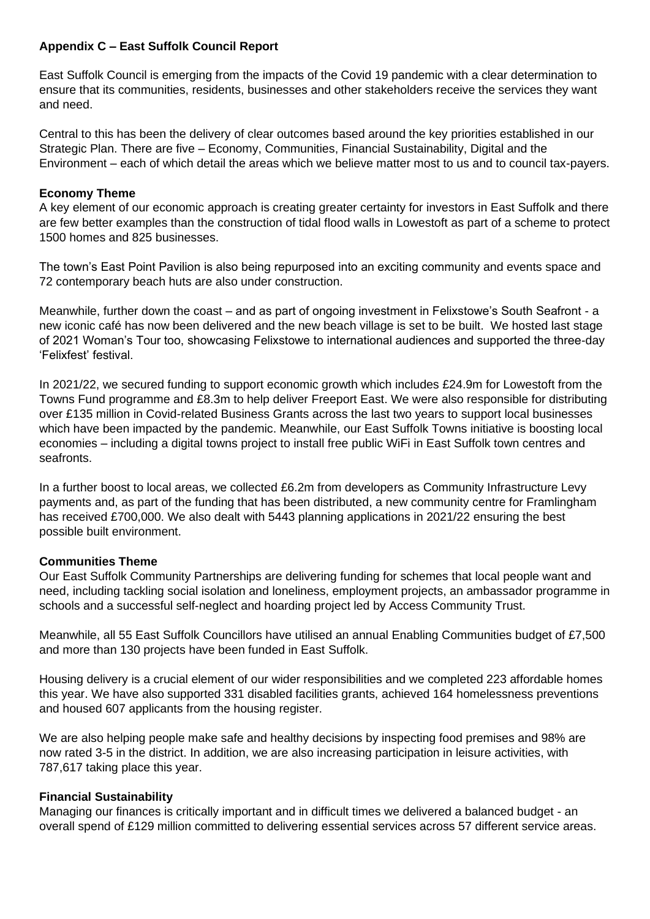**Appendix C – East Suffolk Council Report**

East Suffolk Council is emerging from the impacts of the Covid 19 pandemic with a clear determination to ensure that its communities, residents, businesses and other stakeholders receive the services they want and need.

Central to this has been the delivery of clear outcomes based around the key priorities established in our Strategic Plan. There are five – Economy, Communities, Financial Sustainability, Digital and the Environment – each of which detail the areas which we believe matter most to us and to council tax-payers.

**Economy Theme**

A key element of our economic approach is creating greater certainty for investors in East Suffolk and there are few better examples than the construction of tidal flood walls in Lowestoft as part of a scheme to protect 1500 homes and 825 businesses.

The town's East Point Pavilion is also being repurposed into an exciting community and events space and 72 contemporary beach huts are also under construction.

Meanwhile, further down the coast – and as part of ongoing investment in Felixstowe's South Seafront - a new iconic café has now been delivered and the new beach village is set to be built. We hosted last stage of 2021 Woman's Tour too, showcasing Felixstowe to international audiences and supported the three-day 'Felixfest' festival.

In 2021/22, we secured funding to support economic growth which includes £24.9m for Lowestoft from the Towns Fund programme and £8.3m to help deliver Freeport East. We were also responsible for distributing over £135 million in Covid-related Business Grants across the last two years to support local businesses which have been impacted by the pandemic. Meanwhile, our East Suffolk Towns initiative is boosting local economies – including a digital towns project to install free public WiFi in East Suffolk town centres and seafronts.

In a further boost to local areas, we collected £6.2m from developers as Community Infrastructure Levy payments and, as part of the funding that has been distributed, a new community centre for Framlingham has received £700,000. We also dealt with 5443 planning applications in 2021/22 ensuring the best possible built environment.

**Communities Theme**

Our East Suffolk Community Partnerships are delivering funding for schemes that local people want and need, including tackling social isolation and loneliness, employment projects, an ambassador programme in schools and a successful self-neglect and hoarding project led by Access Community Trust.

Meanwhile, all 55 East Suffolk Councillors have utilised an annual Enabling Communities budget of £7,500 and more than 130 projects have been funded in East Suffolk.

Housing delivery is a crucial element of our wider responsibilities and we completed 223 affordable homes this year. We have also supported 331 disabled facilities grants, achieved 164 homelessness preventions and housed 607 applicants from the housing register.

We are also helping people make safe and healthy decisions by inspecting food premises and 98% are now rated 3-5 in the district. In addition, we are also increasing participation in leisure activities, with 787,617 taking place this year.

**Financial Sustainability**

Managing our finances is critically important and in difficult times we delivered a balanced budget - an overall spend of £129 million committed to delivering essential services across 57 different service areas.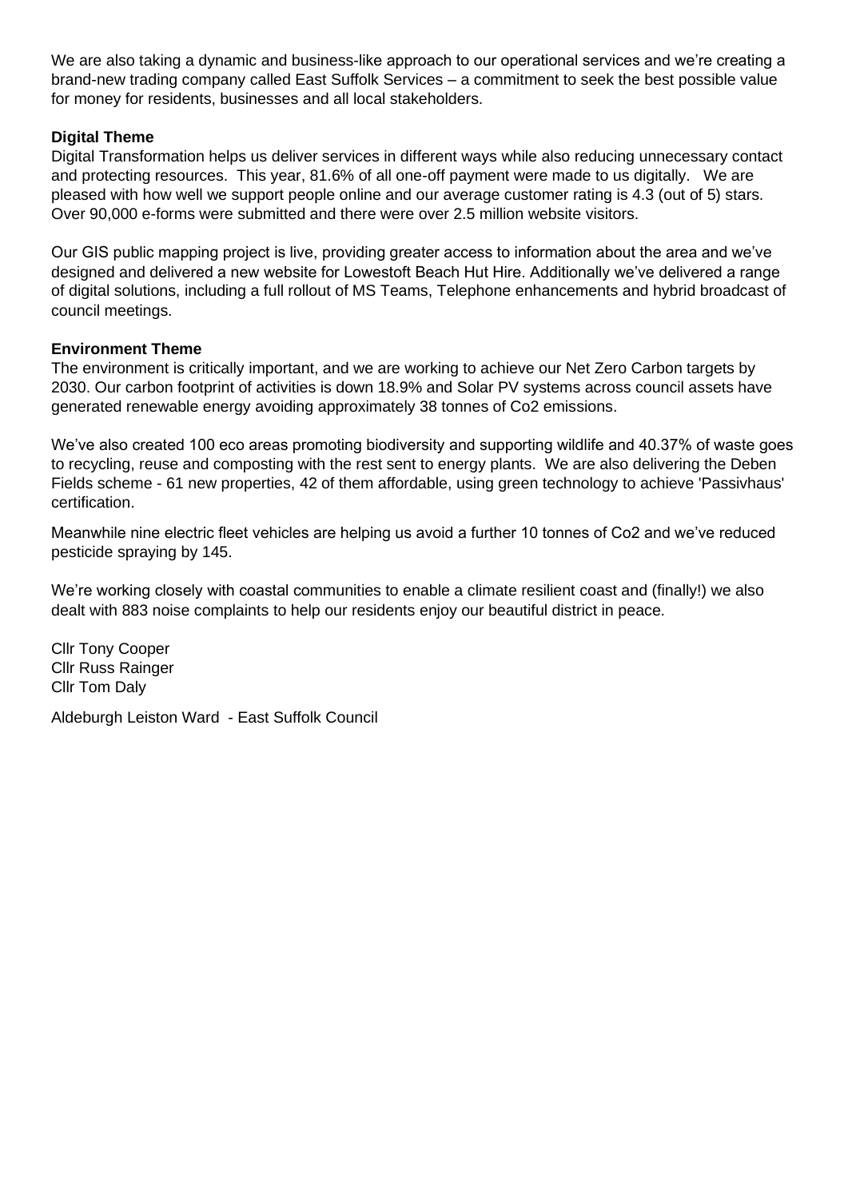We are also taking a dynamic and business-like approach to our operational services and we're creating a brand-new trading company called East Suffolk Services – a commitment to seek the best possible value for money for residents, businesses and all local stakeholders.

**Digital Theme**

Digital Transformation helps us deliver services in different ways while also reducing unnecessary contact and protecting resources. This year, 81.6% of all one-off payment were made to us digitally. We are pleased with how well we support people online and our average customer rating is 4.3 (out of 5) stars. Over 90,000 e-forms were submitted and there were over 2.5 million website visitors.

Our GIS public mapping project is live, providing greater access to information about the area and we've designed and delivered a new website for Lowestoft Beach Hut Hire. Additionally we've delivered a range of digital solutions, including a full rollout of MS Teams, Telephone enhancements and hybrid broadcast of council meetings.

**Environment Theme**

The environment is critically important, and we are working to achieve our Net Zero Carbon targets by 2030. Our carbon footprint of activities is down 18.9% and Solar PV systems across council assets have generated renewable energy avoiding approximately 38 tonnes of Co2 emissions.

We've also created 100 eco areas promoting biodiversity and supporting wildlife and 40.37% of waste goes to recycling, reuse and composting with the rest sent to energy plants. We are also delivering the Deben Fields scheme - 61 new properties, 42 of them affordable, using green technology to achieve 'Passivhaus' certification.

Meanwhile nine electric fleet vehicles are helping us avoid a further 10 tonnes of Co2 and we've reduced pesticide spraying by 145.

We're working closely with coastal communities to enable a climate resilient coast and (finally!) we also dealt with 883 noise complaints to help our residents enjoy our beautiful district in peace.

Cllr Tony Cooper
Cllr Russ Rainger
Cllr Tom Daly

Aldeburgh Leiston Ward - East Suffolk Council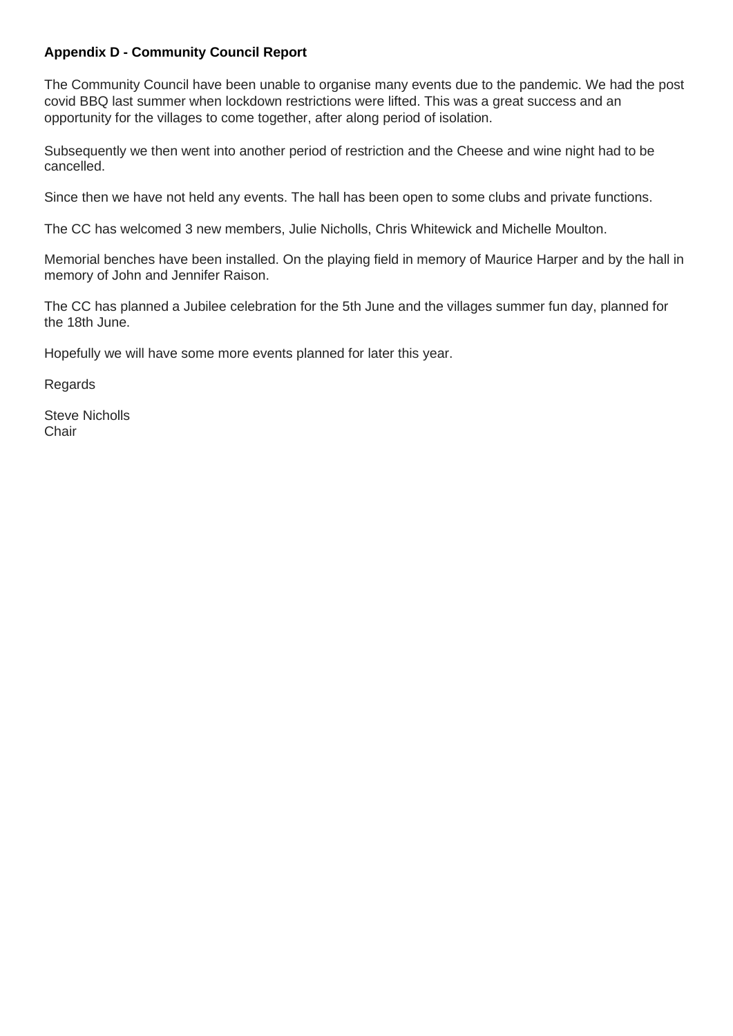**Appendix D - Community Council Report**

The Community Council have been unable to organise many events due to the pandemic. We had the post covid BBQ last summer when lockdown restrictions were lifted. This was a great success and an opportunity for the villages to come together, after along period of isolation.

Subsequently we then went into another period of restriction and the Cheese and wine night had to be cancelled.

Since then we have not held any events. The hall has been open to some clubs and private functions.

The CC has welcomed 3 new members, Julie Nicholls, Chris Whitewick and Michelle Moulton.

Memorial benches have been installed. On the playing field in memory of Maurice Harper and by the hall in memory of John and Jennifer Raison.

The CC has planned a Jubilee celebration for the 5th June and the villages summer fun day, planned for the 18th June.

Hopefully we will have some more events planned for later this year.

Regards

Steve Nicholls
Chair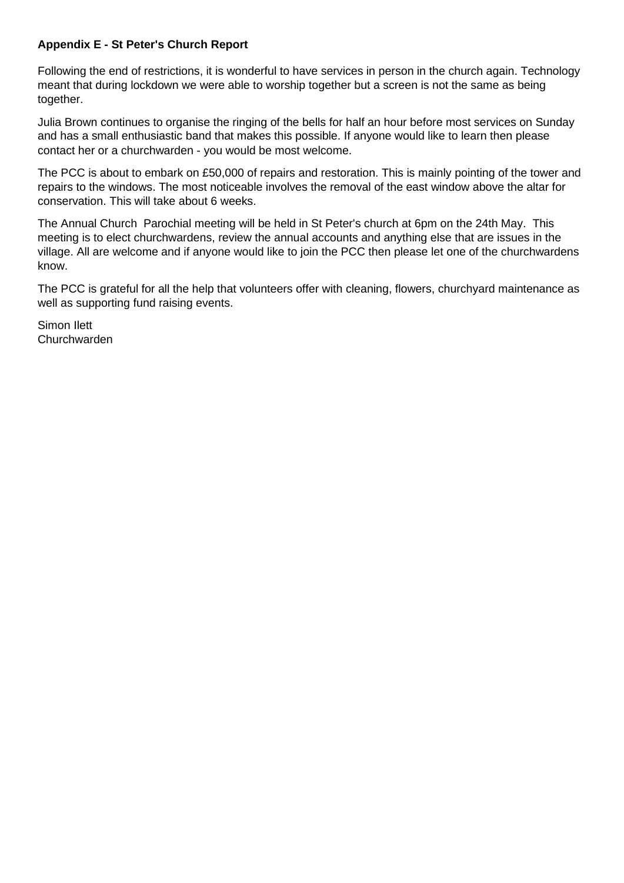**Appendix E - St Peter's Church Report**

Following the end of restrictions, it is wonderful to have services in person in the church again. Technology meant that during lockdown we were able to worship together but a screen is not the same as being together.

Julia Brown continues to organise the ringing of the bells for half an hour before most services on Sunday and has a small enthusiastic band that makes this possible. If anyone would like to learn then please contact her or a churchwarden - you would be most welcome.

The PCC is about to embark on £50,000 of repairs and restoration. This is mainly pointing of the tower and repairs to the windows. The most noticeable involves the removal of the east window above the altar for conservation. This will take about 6 weeks.

The Annual Church Parochial meeting will be held in St Peter's church at 6pm on the 24th May. This meeting is to elect churchwardens, review the annual accounts and anything else that are issues in the village. All are welcome and if anyone would like to join the PCC then please let one of the churchwardens know.

The PCC is grateful for all the help that volunteers offer with cleaning, flowers, churchyard maintenance as well as supporting fund raising events.

Simon Ilett
Churchwarden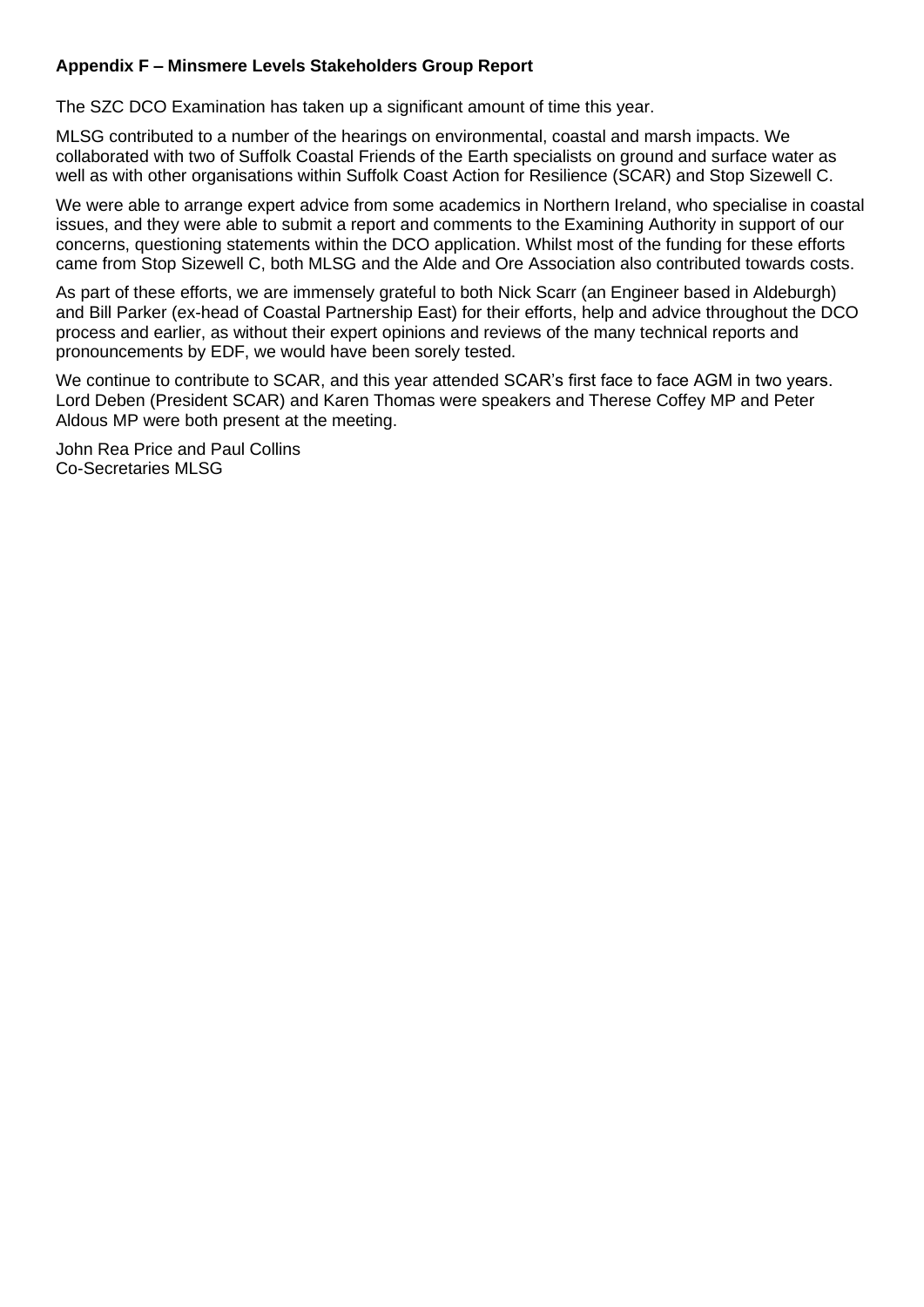**Appendix F – Minsmere Levels Stakeholders Group Report**

The SZC DCO Examination has taken up a significant amount of time this year.

MLSG contributed to a number of the hearings on environmental, coastal and marsh impacts. We collaborated with two of Suffolk Coastal Friends of the Earth specialists on ground and surface water as well as with other organisations within Suffolk Coast Action for Resilience (SCAR) and Stop Sizewell C.

We were able to arrange expert advice from some academics in Northern Ireland, who specialise in coastal issues, and they were able to submit a report and comments to the Examining Authority in support of our concerns, questioning statements within the DCO application. Whilst most of the funding for these efforts came from Stop Sizewell C, both MLSG and the Alde and Ore Association also contributed towards costs.

As part of these efforts, we are immensely grateful to both Nick Scarr (an Engineer based in Aldeburgh) and Bill Parker (ex-head of Coastal Partnership East) for their efforts, help and advice throughout the DCO process and earlier, as without their expert opinions and reviews of the many technical reports and pronouncements by EDF, we would have been sorely tested.

We continue to contribute to SCAR, and this year attended SCAR's first face to face AGM in two years. Lord Deben (President SCAR) and Karen Thomas were speakers and Therese Coffey MP and Peter Aldous MP were both present at the meeting.

John Rea Price and Paul Collins
Co-Secretaries MLSG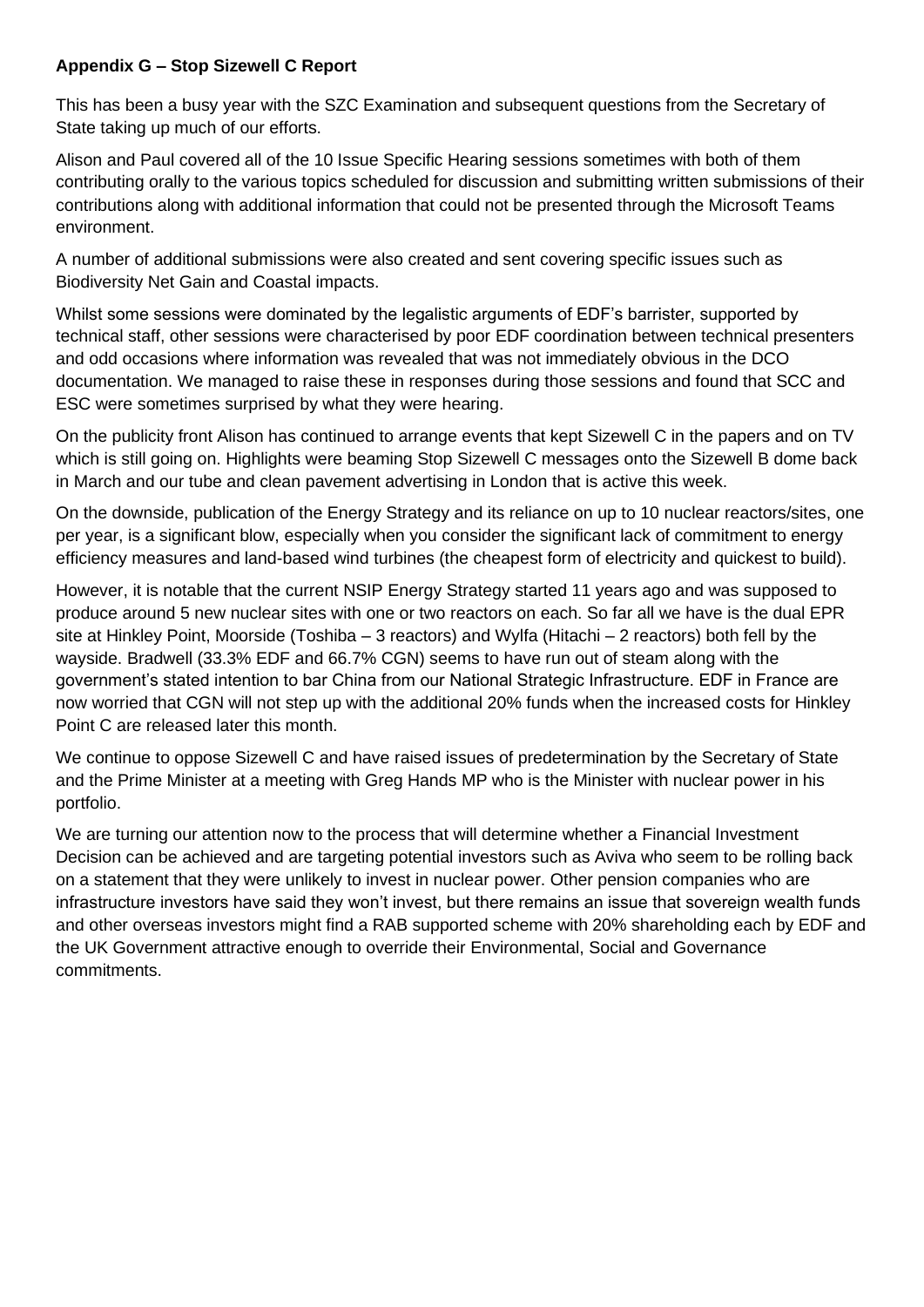**Appendix G – Stop Sizewell C Report**

This has been a busy year with the SZC Examination and subsequent questions from the Secretary of State taking up much of our efforts.

Alison and Paul covered all of the 10 Issue Specific Hearing sessions sometimes with both of them contributing orally to the various topics scheduled for discussion and submitting written submissions of their contributions along with additional information that could not be presented through the Microsoft Teams environment.

A number of additional submissions were also created and sent covering specific issues such as Biodiversity Net Gain and Coastal impacts.

Whilst some sessions were dominated by the legalistic arguments of EDF's barrister, supported by technical staff, other sessions were characterised by poor EDF coordination between technical presenters and odd occasions where information was revealed that was not immediately obvious in the DCO documentation. We managed to raise these in responses during those sessions and found that SCC and ESC were sometimes surprised by what they were hearing.

On the publicity front Alison has continued to arrange events that kept Sizewell C in the papers and on TV which is still going on. Highlights were beaming Stop Sizewell C messages onto the Sizewell B dome back in March and our tube and clean pavement advertising in London that is active this week.

On the downside, publication of the Energy Strategy and its reliance on up to 10 nuclear reactors/sites, one per year, is a significant blow, especially when you consider the significant lack of commitment to energy efficiency measures and land-based wind turbines (the cheapest form of electricity and quickest to build).

However, it is notable that the current NSIP Energy Strategy started 11 years ago and was supposed to produce around 5 new nuclear sites with one or two reactors on each. So far all we have is the dual EPR site at Hinkley Point, Moorside (Toshiba – 3 reactors) and Wylfa (Hitachi – 2 reactors) both fell by the wayside. Bradwell (33.3% EDF and 66.7% CGN) seems to have run out of steam along with the government's stated intention to bar China from our National Strategic Infrastructure. EDF in France are now worried that CGN will not step up with the additional 20% funds when the increased costs for Hinkley Point C are released later this month.

We continue to oppose Sizewell C and have raised issues of predetermination by the Secretary of State and the Prime Minister at a meeting with Greg Hands MP who is the Minister with nuclear power in his portfolio.

We are turning our attention now to the process that will determine whether a Financial Investment Decision can be achieved and are targeting potential investors such as Aviva who seem to be rolling back on a statement that they were unlikely to invest in nuclear power. Other pension companies who are infrastructure investors have said they won't invest, but there remains an issue that sovereign wealth funds and other overseas investors might find a RAB supported scheme with 20% shareholding each by EDF and the UK Government attractive enough to override their Environmental, Social and Governance commitments.